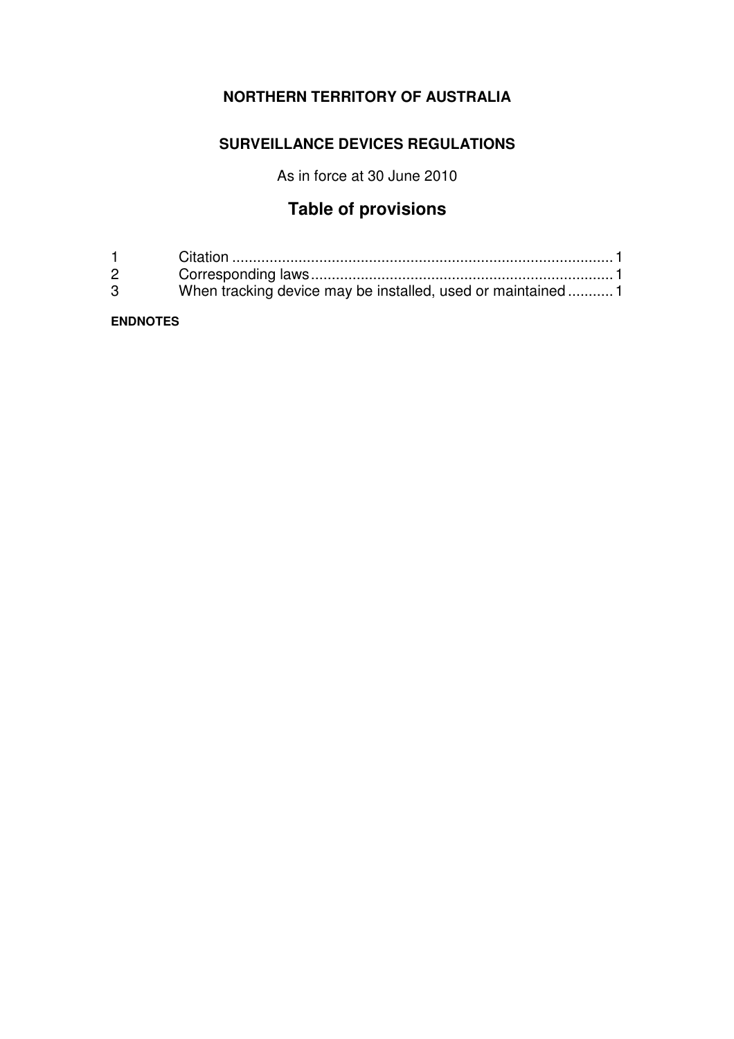**NORTHERN TERRITORY OF AUSTRALIA**

**SURVEILLANCE DEVICES REGULATIONS**

As in force at 30 June 2010

# Table of provisions

| | | |
|---|---|---|
| 1 | Citation | 1 |
| 2 | Corresponding laws | 1 |
| 3 | When tracking device may be installed, used or maintained | 1 |

**ENDNOTES**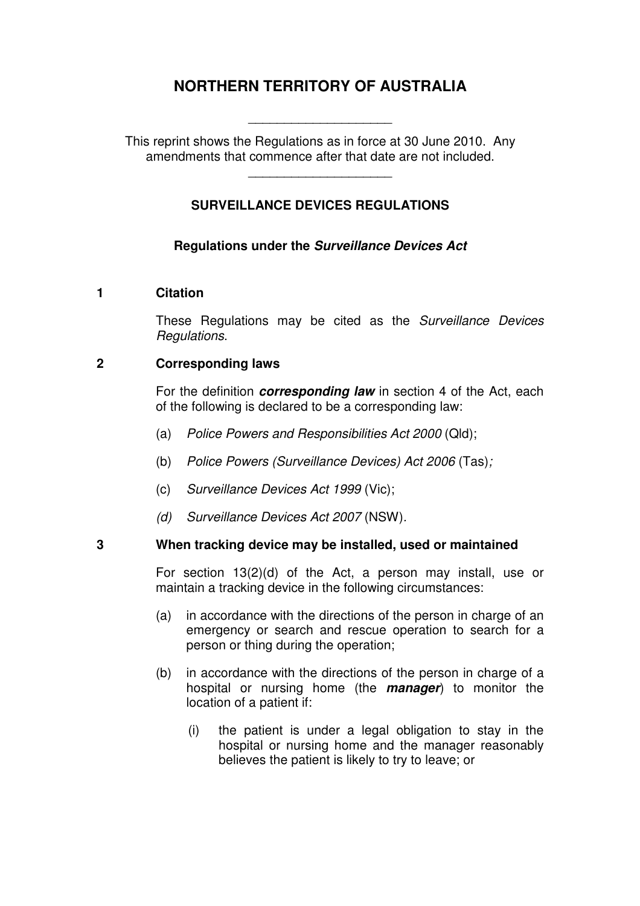# NORTHERN TERRITORY OF AUSTRALIA

---

This reprint shows the Regulations as in force at 30 June 2010. Any amendments that commence after that date are not included.

---

## SURVEILLANCE DEVICES REGULATIONS

### Regulations under the *Surveillance Devices Act*

**1 Citation**

These Regulations may be cited as the *Surveillance Devices Regulations*.

**2 Corresponding laws**

For the definition ***corresponding law*** in section 4 of the Act, each of the following is declared to be a corresponding law:

(a) *Police Powers and Responsibilities Act 2000* (Qld);

(b) *Police Powers (Surveillance Devices) Act 2006* (Tas);

(c) *Surveillance Devices Act 1999* (Vic);

*(d)* *Surveillance Devices Act 2007* (NSW).

**3 When tracking device may be installed, used or maintained**

For section 13(2)(d) of the Act, a person may install, use or maintain a tracking device in the following circumstances:

(a) in accordance with the directions of the person in charge of an emergency or search and rescue operation to search for a person or thing during the operation;

(b) in accordance with the directions of the person in charge of a hospital or nursing home (the ***manager***) to monitor the location of a patient if:

(i) the patient is under a legal obligation to stay in the hospital or nursing home and the manager reasonably believes the patient is likely to try to leave; or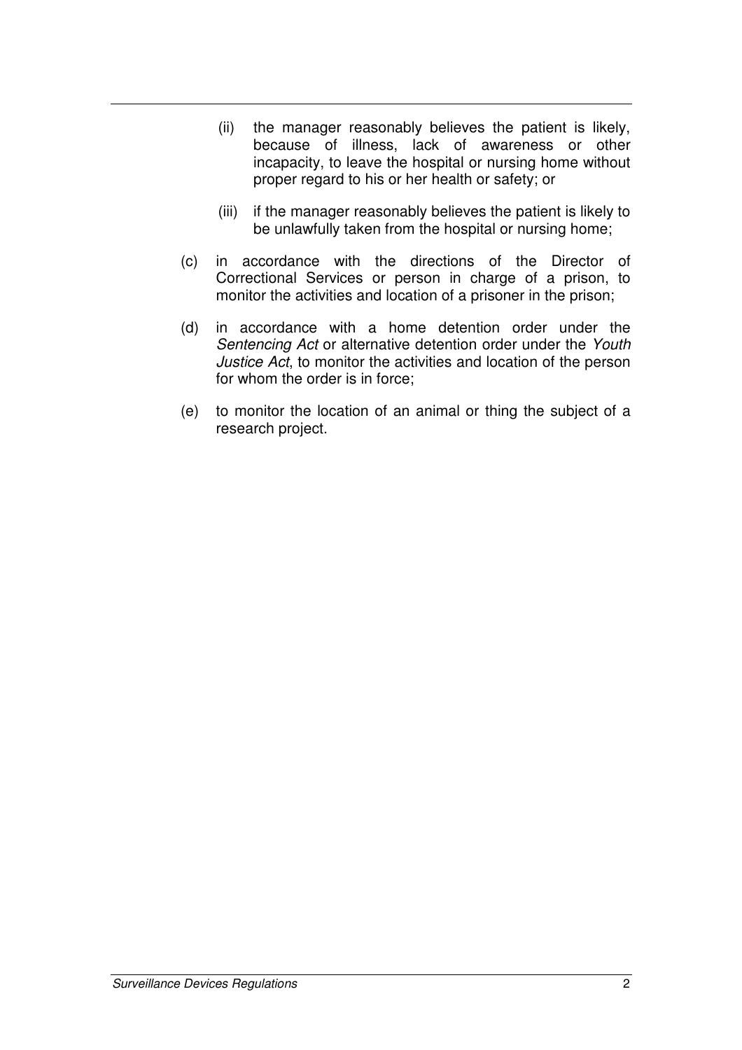(ii) the manager reasonably believes the patient is likely, because of illness, lack of awareness or other incapacity, to leave the hospital or nursing home without proper regard to his or her health or safety; or

(iii) if the manager reasonably believes the patient is likely to be unlawfully taken from the hospital or nursing home;

(c) in accordance with the directions of the Director of Correctional Services or person in charge of a prison, to monitor the activities and location of a prisoner in the prison;

(d) in accordance with a home detention order under the *Sentencing Act* or alternative detention order under the *Youth Justice Act*, to monitor the activities and location of the person for whom the order is in force;

(e) to monitor the location of an animal or thing the subject of a research project.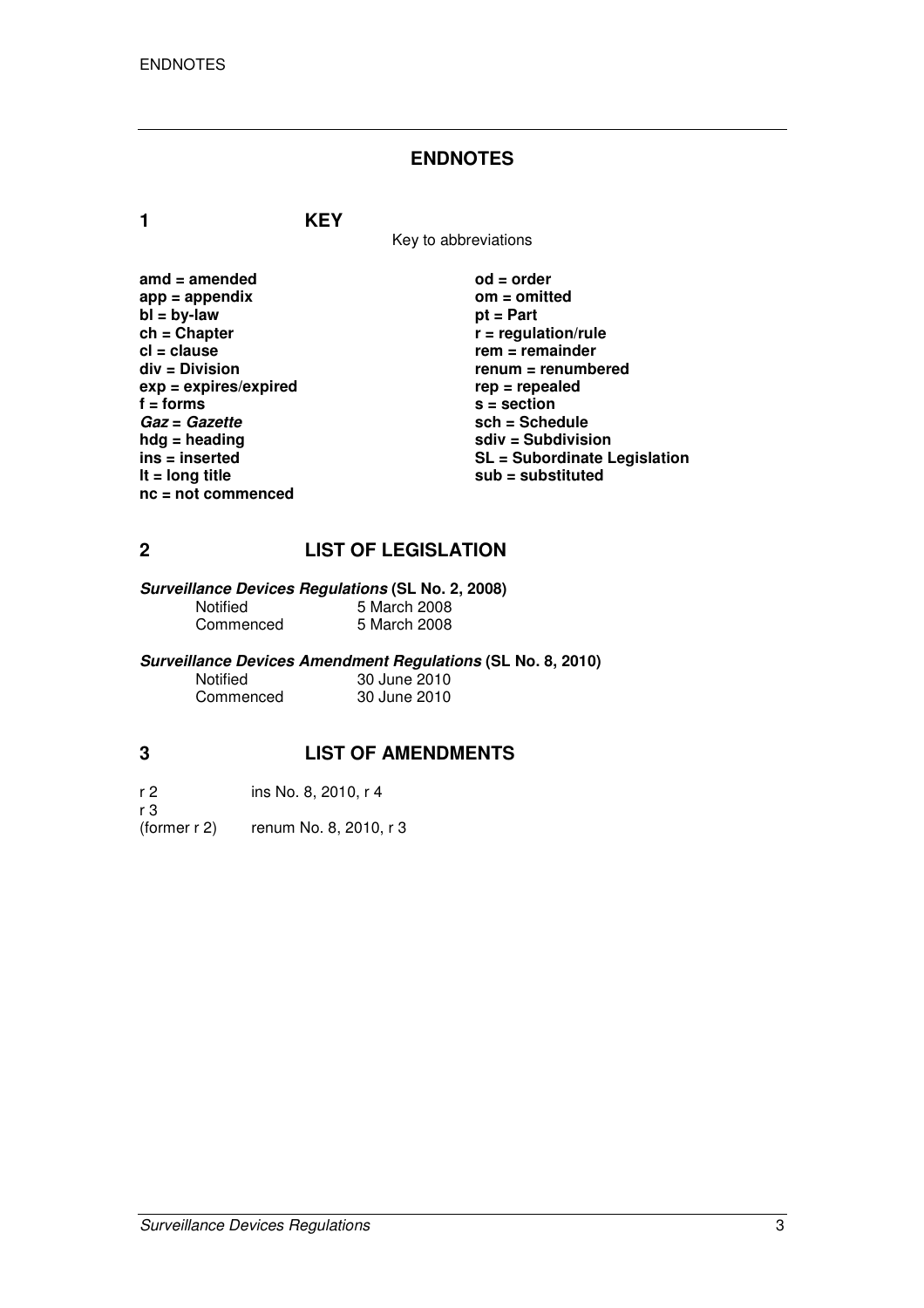## ENDNOTES

### 1 KEY

Key to abbreviations

**amd = amended**
**app = appendix**
**bl = by-law**
**ch = Chapter**
**cl = clause**
**div = Division**
**exp = expires/expired**
**f = forms**
***Gaz* = *Gazette***
**hdg = heading**
**ins = inserted**
**lt = long title**
**nc = not commenced**
**od = order**
**om = omitted**
**pt = Part**
**r = regulation/rule**
**rem = remainder**
**renum = renumbered**
**rep = repealed**
**s = section**
**sch = Schedule**
**sdiv = Subdivision**
**SL = Subordinate Legislation**
**sub = substituted**

### 2 LIST OF LEGISLATION

***Surveillance Devices Regulations* (SL No. 2, 2008)**

| | |
|---|---|
| Notified | 5 March 2008 |
| Commenced | 5 March 2008 |

***Surveillance Devices Amendment Regulations* (SL No. 8, 2010)**

| | |
|---|---|
| Notified | 30 June 2010 |
| Commenced | 30 June 2010 |

### 3 LIST OF AMENDMENTS

| | |
|---|---|
| r 2 | ins No. 8, 2010, r 4 |
| r 3 (former r 2) | renum No. 8, 2010, r 3 |